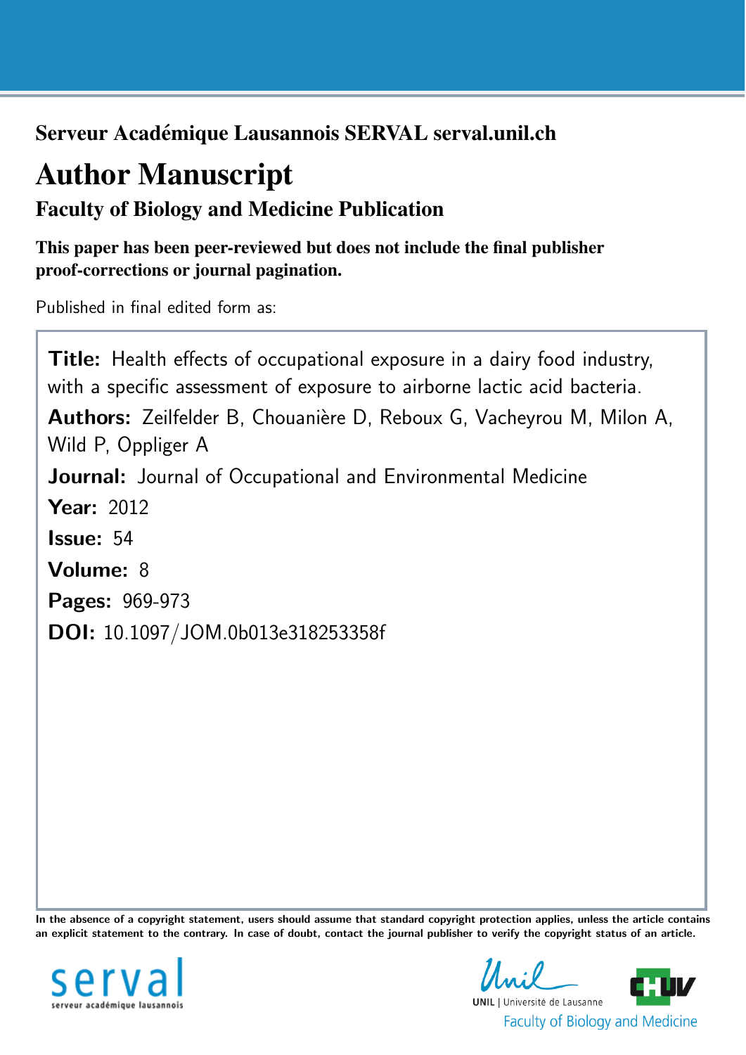**Serveur Académique Lausannois SERVAL serval.unil.ch**

# Author Manuscript

## Faculty of Biology and Medicine Publication

**This paper has been peer-reviewed but does not include the final publisher proof-corrections or journal pagination.**

Published in final edited form as:

**Title:** Health effects of occupational exposure in a dairy food industry, with a specific assessment of exposure to airborne lactic acid bacteria.

**Authors:** Zeilfelder B, Chouanière D, Reboux G, Vacheyrou M, Milon A, Wild P, Oppliger A

**Journal:** Journal of Occupational and Environmental Medicine

**Year:** 2012

**Issue:** 54

**Volume:** 8

**Pages:** 969-973

**DOI:** 10.1097/JOM.0b013e318253358f

**In the absence of a copyright statement, users should assume that standard copyright protection applies, unless the article contains an explicit statement to the contrary. In case of doubt, contact the journal publisher to verify the copyright status of an article.**

serval
serveur académique lausannois

UNIL | Université de Lausanne
Faculty of Biology and Medicine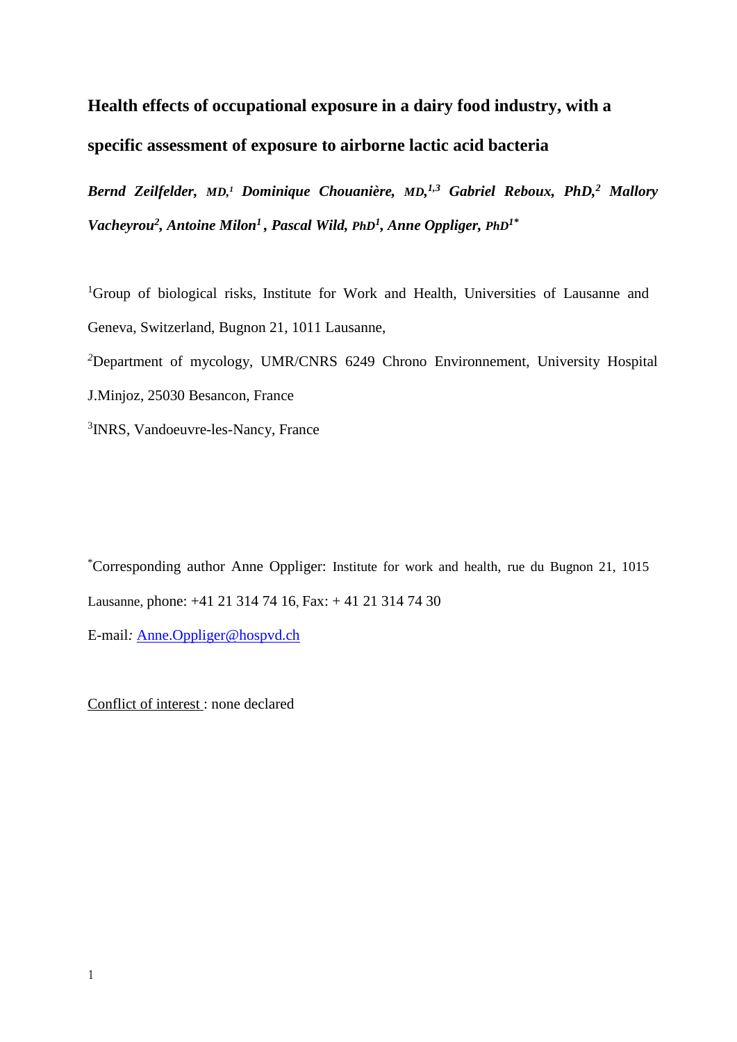# Health effects of occupational exposure in a dairy food industry, with a specific assessment of exposure to airborne lactic acid bacteria

***Bernd Zeilfelder, MD,[1] Dominique Chouanière, MD,[1,3] Gabriel Reboux, PhD,[2] Mallory Vacheyrou[2], Antoine Milon[1], Pascal Wild, PhD[1], Anne Oppliger, PhD[1*]***

[1]Group of biological risks, Institute for Work and Health, Universities of Lausanne and Geneva, Switzerland, Bugnon 21, 1011 Lausanne,

[2]Department of mycology, UMR/CNRS 6249 Chrono Environnement, University Hospital J.Minjoz, 25030 Besancon, France

[3]INRS, Vandoeuvre-les-Nancy, France

[*]Corresponding author Anne Oppliger: Institute for work and health, rue du Bugnon 21, 1015 Lausanne, phone: +41 21 314 74 16, Fax: + 41 21 314 74 30

E-mail*:* Anne.Oppliger@hospvd.ch

Conflict of interest : none declared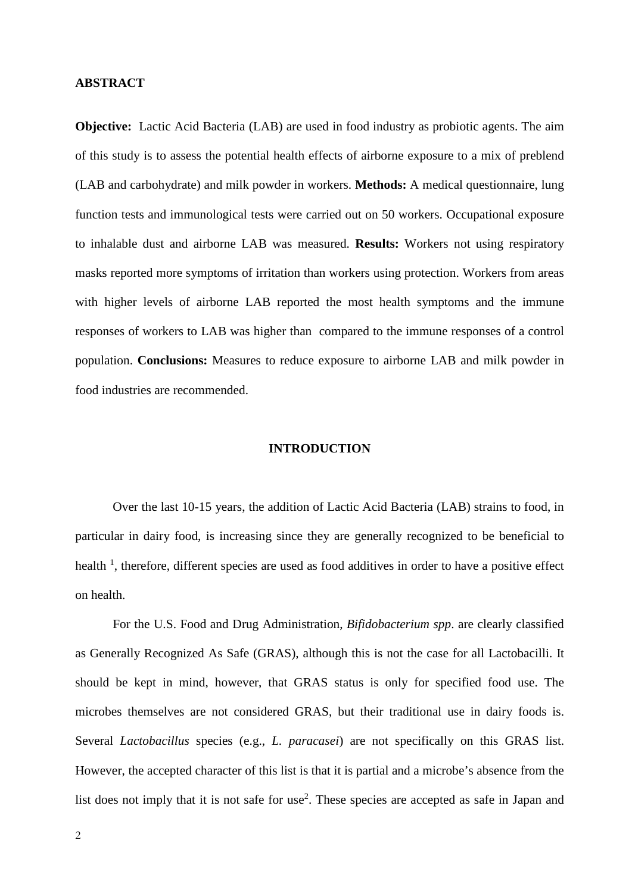## ABSTRACT

**Objective:** Lactic Acid Bacteria (LAB) are used in food industry as probiotic agents. The aim of this study is to assess the potential health effects of airborne exposure to a mix of preblend (LAB and carbohydrate) and milk powder in workers. **Methods:** A medical questionnaire, lung function tests and immunological tests were carried out on 50 workers. Occupational exposure to inhalable dust and airborne LAB was measured. **Results:** Workers not using respiratory masks reported more symptoms of irritation than workers using protection. Workers from areas with higher levels of airborne LAB reported the most health symptoms and the immune responses of workers to LAB was higher than compared to the immune responses of a control population. **Conclusions:** Measures to reduce exposure to airborne LAB and milk powder in food industries are recommended.

## INTRODUCTION

Over the last 10-15 years, the addition of Lactic Acid Bacteria (LAB) strains to food, in particular in dairy food, is increasing since they are generally recognized to be beneficial to health [1], therefore, different species are used as food additives in order to have a positive effect on health.

For the U.S. Food and Drug Administration, *Bifidobacterium spp*. are clearly classified as Generally Recognized As Safe (GRAS), although this is not the case for all Lactobacilli. It should be kept in mind, however, that GRAS status is only for specified food use. The microbes themselves are not considered GRAS, but their traditional use in dairy foods is. Several *Lactobacillus* species (e.g., *L. paracasei*) are not specifically on this GRAS list. However, the accepted character of this list is that it is partial and a microbe's absence from the list does not imply that it is not safe for use[2]. These species are accepted as safe in Japan and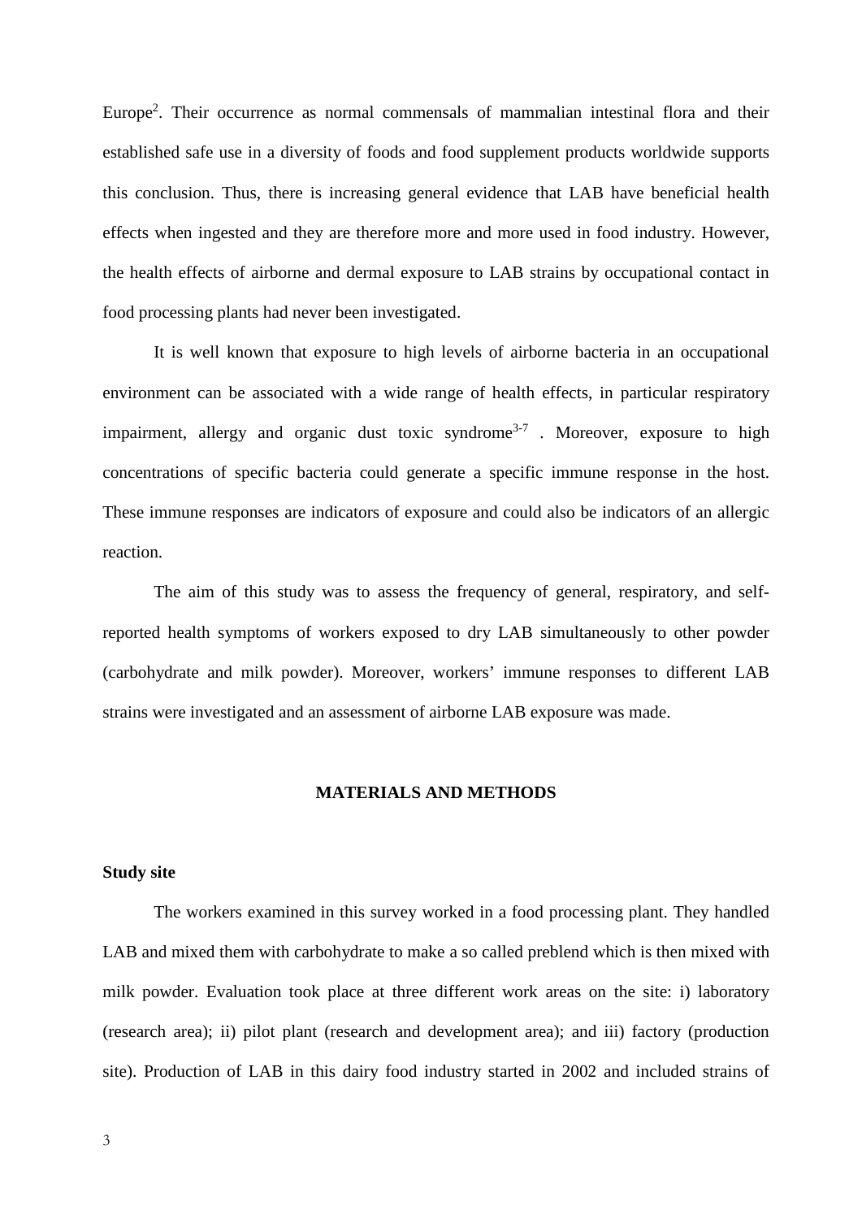Europe[2]. Their occurrence as normal commensals of mammalian intestinal flora and their established safe use in a diversity of foods and food supplement products worldwide supports this conclusion. Thus, there is increasing general evidence that LAB have beneficial health effects when ingested and they are therefore more and more used in food industry. However, the health effects of airborne and dermal exposure to LAB strains by occupational contact in food processing plants had never been investigated.

It is well known that exposure to high levels of airborne bacteria in an occupational environment can be associated with a wide range of health effects, in particular respiratory impairment, allergy and organic dust toxic syndrome[3-7] . Moreover, exposure to high concentrations of specific bacteria could generate a specific immune response in the host. These immune responses are indicators of exposure and could also be indicators of an allergic reaction.

The aim of this study was to assess the frequency of general, respiratory, and self-reported health symptoms of workers exposed to dry LAB simultaneously to other powder (carbohydrate and milk powder). Moreover, workers' immune responses to different LAB strains were investigated and an assessment of airborne LAB exposure was made.

## MATERIALS AND METHODS

### Study site

The workers examined in this survey worked in a food processing plant. They handled LAB and mixed them with carbohydrate to make a so called preblend which is then mixed with milk powder. Evaluation took place at three different work areas on the site: i) laboratory (research area); ii) pilot plant (research and development area); and iii) factory (production site). Production of LAB in this dairy food industry started in 2002 and included strains of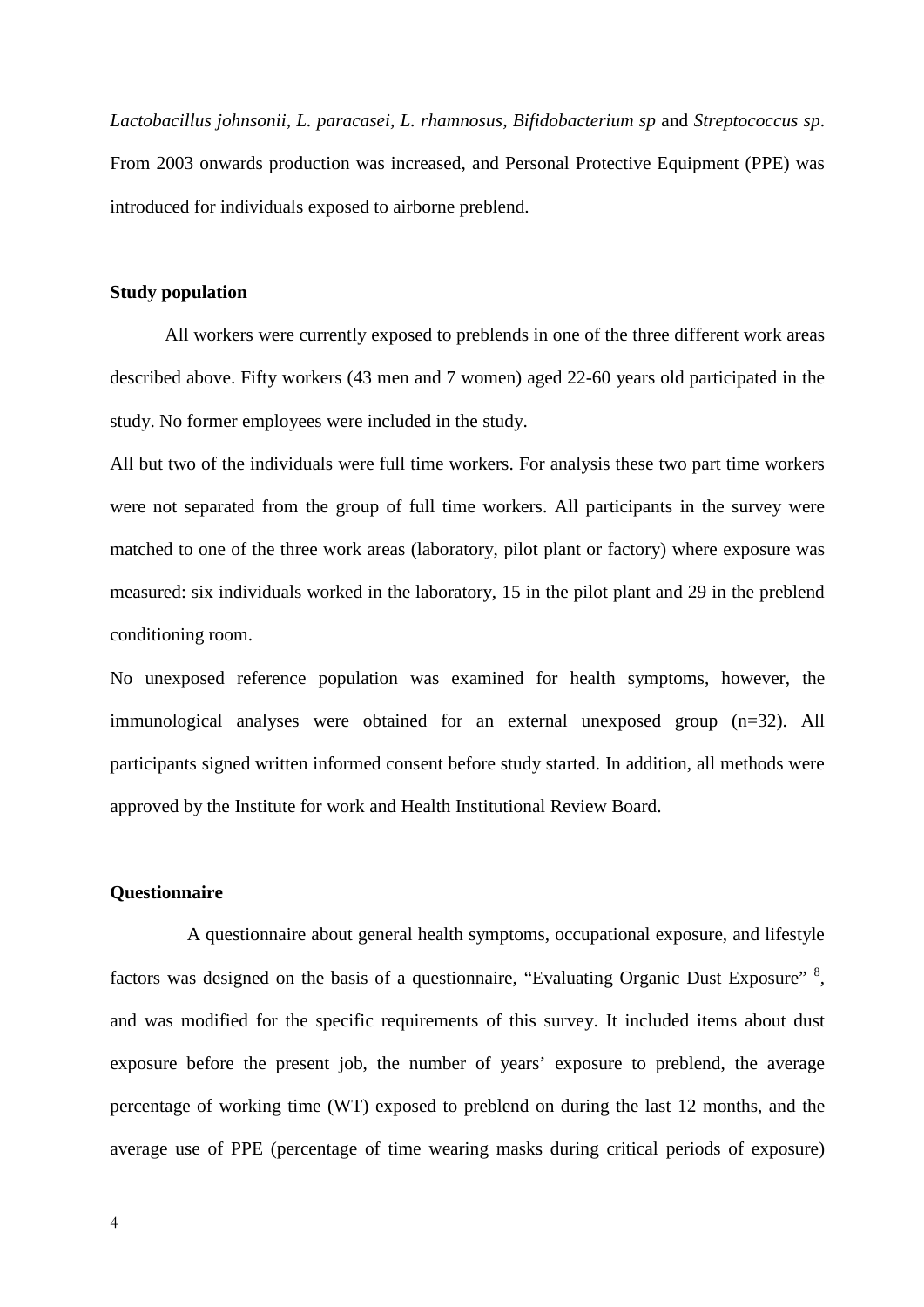*Lactobacillus johnsonii, L. paracasei, L. rhamnosus, Bifidobacterium sp* and *Streptococcus sp*. From 2003 onwards production was increased, and Personal Protective Equipment (PPE) was introduced for individuals exposed to airborne preblend.

**Study population**

All workers were currently exposed to preblends in one of the three different work areas described above. Fifty workers (43 men and 7 women) aged 22-60 years old participated in the study. No former employees were included in the study.

All but two of the individuals were full time workers. For analysis these two part time workers were not separated from the group of full time workers. All participants in the survey were matched to one of the three work areas (laboratory, pilot plant or factory) where exposure was measured: six individuals worked in the laboratory, 15 in the pilot plant and 29 in the preblend conditioning room.

No unexposed reference population was examined for health symptoms, however, the immunological analyses were obtained for an external unexposed group (n=32). All participants signed written informed consent before study started. In addition, all methods were approved by the Institute for work and Health Institutional Review Board.

**Questionnaire**

A questionnaire about general health symptoms, occupational exposure, and lifestyle factors was designed on the basis of a questionnaire, "Evaluating Organic Dust Exposure" [8], and was modified for the specific requirements of this survey. It included items about dust exposure before the present job, the number of years' exposure to preblend, the average percentage of working time (WT) exposed to preblend on during the last 12 months, and the average use of PPE (percentage of time wearing masks during critical periods of exposure)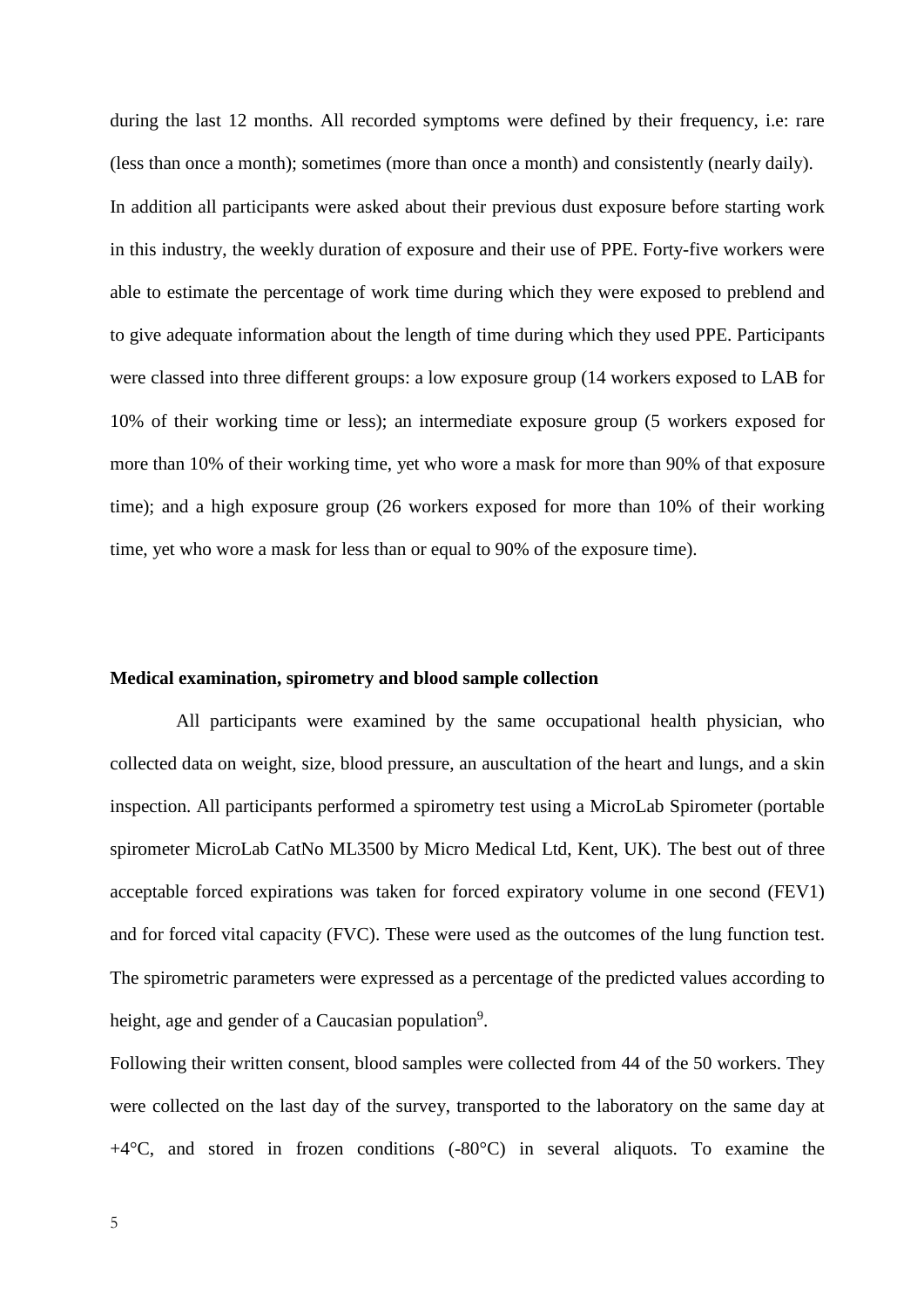during the last 12 months. All recorded symptoms were defined by their frequency, i.e: rare (less than once a month); sometimes (more than once a month) and consistently (nearly daily).

In addition all participants were asked about their previous dust exposure before starting work in this industry, the weekly duration of exposure and their use of PPE. Forty-five workers were able to estimate the percentage of work time during which they were exposed to preblend and to give adequate information about the length of time during which they used PPE. Participants were classed into three different groups: a low exposure group (14 workers exposed to LAB for 10% of their working time or less); an intermediate exposure group (5 workers exposed for more than 10% of their working time, yet who wore a mask for more than 90% of that exposure time); and a high exposure group (26 workers exposed for more than 10% of their working time, yet who wore a mask for less than or equal to 90% of the exposure time).

**Medical examination, spirometry and blood sample collection**

All participants were examined by the same occupational health physician, who collected data on weight, size, blood pressure, an auscultation of the heart and lungs, and a skin inspection. All participants performed a spirometry test using a MicroLab Spirometer (portable spirometer MicroLab CatNo ML3500 by Micro Medical Ltd, Kent, UK). The best out of three acceptable forced expirations was taken for forced expiratory volume in one second (FEV1) and for forced vital capacity (FVC). These were used as the outcomes of the lung function test. The spirometric parameters were expressed as a percentage of the predicted values according to height, age and gender of a Caucasian population[9].

Following their written consent, blood samples were collected from 44 of the 50 workers. They were collected on the last day of the survey, transported to the laboratory on the same day at +4°C, and stored in frozen conditions (-80°C) in several aliquots. To examine the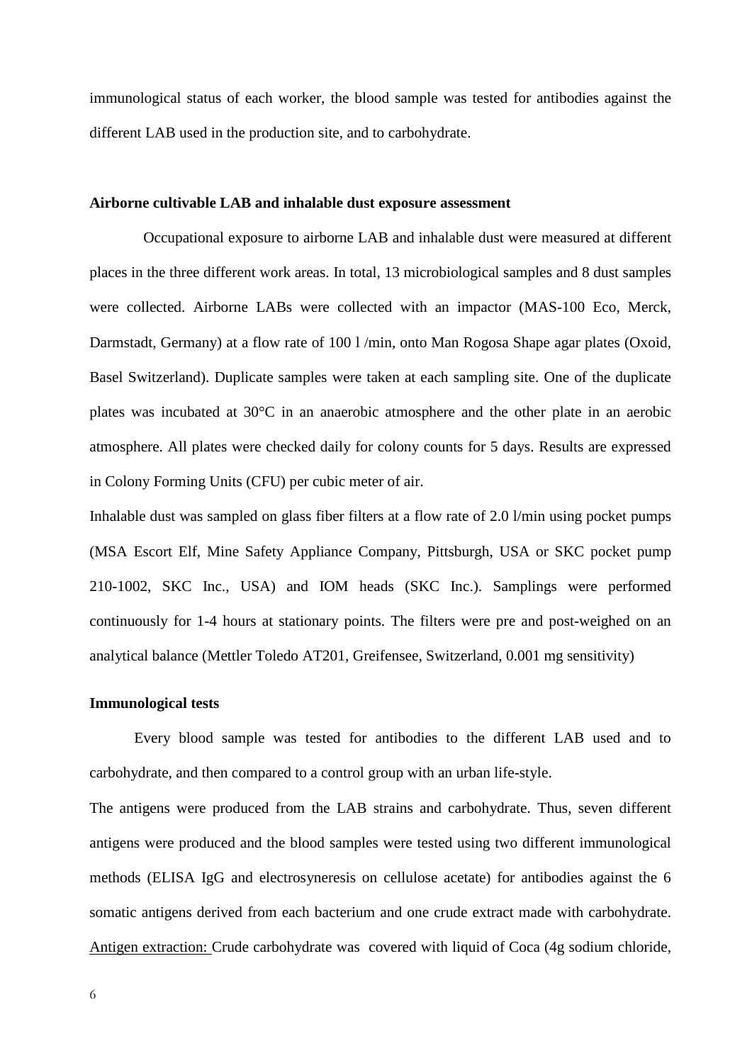immunological status of each worker, the blood sample was tested for antibodies against the different LAB used in the production site, and to carbohydrate.

**Airborne cultivable LAB and inhalable dust exposure assessment**

Occupational exposure to airborne LAB and inhalable dust were measured at different places in the three different work areas. In total, 13 microbiological samples and 8 dust samples were collected. Airborne LABs were collected with an impactor (MAS-100 Eco, Merck, Darmstadt, Germany) at a flow rate of 100 l /min, onto Man Rogosa Shape agar plates (Oxoid, Basel Switzerland). Duplicate samples were taken at each sampling site. One of the duplicate plates was incubated at 30°C in an anaerobic atmosphere and the other plate in an aerobic atmosphere. All plates were checked daily for colony counts for 5 days. Results are expressed in Colony Forming Units (CFU) per cubic meter of air.

Inhalable dust was sampled on glass fiber filters at a flow rate of 2.0 l/min using pocket pumps (MSA Escort Elf, Mine Safety Appliance Company, Pittsburgh, USA or SKC pocket pump 210-1002, SKC Inc., USA) and IOM heads (SKC Inc.). Samplings were performed continuously for 1-4 hours at stationary points. The filters were pre and post-weighed on an analytical balance (Mettler Toledo AT201, Greifensee, Switzerland, 0.001 mg sensitivity)

**Immunological tests**

Every blood sample was tested for antibodies to the different LAB used and to carbohydrate, and then compared to a control group with an urban life-style.

The antigens were produced from the LAB strains and carbohydrate. Thus, seven different antigens were produced and the blood samples were tested using two different immunological methods (ELISA IgG and electrosyneresis on cellulose acetate) for antibodies against the 6 somatic antigens derived from each bacterium and one crude extract made with carbohydrate. Antigen extraction: Crude carbohydrate was covered with liquid of Coca (4g sodium chloride,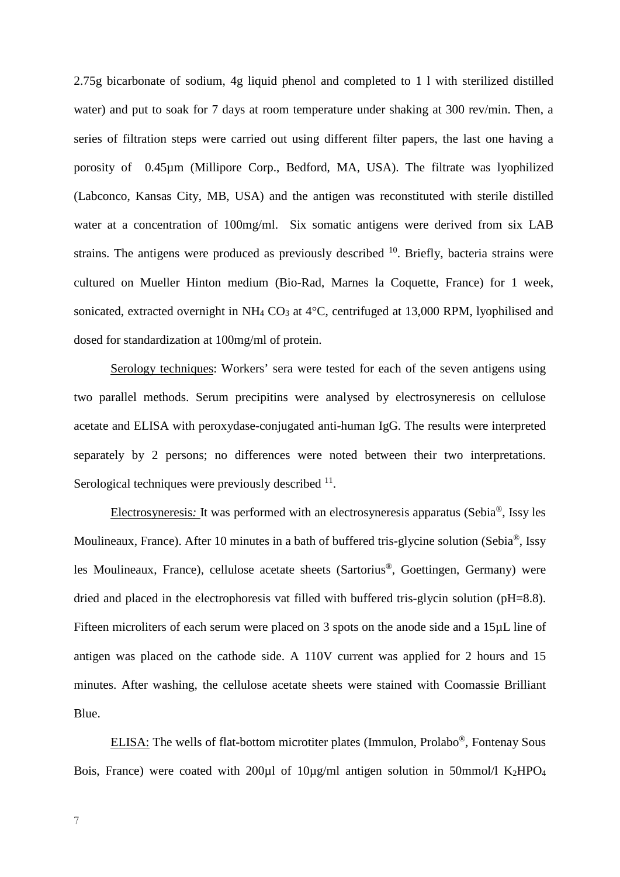2.75g bicarbonate of sodium, 4g liquid phenol and completed to 1 l with sterilized distilled water) and put to soak for 7 days at room temperature under shaking at 300 rev/min. Then, a series of filtration steps were carried out using different filter papers, the last one having a porosity of 0.45µm (Millipore Corp., Bedford, MA, USA). The filtrate was lyophilized (Labconco, Kansas City, MB, USA) and the antigen was reconstituted with sterile distilled water at a concentration of 100mg/ml. Six somatic antigens were derived from six LAB strains. The antigens were produced as previously described [10]. Briefly, bacteria strains were cultured on Mueller Hinton medium (Bio-Rad, Marnes la Coquette, France) for 1 week, sonicated, extracted overnight in $NH_4CO_3$ at 4°C, centrifuged at 13,000 RPM, lyophilised and dosed for standardization at 100mg/ml of protein.

Serology techniques: Workers' sera were tested for each of the seven antigens using two parallel methods. Serum precipitins were analysed by electrosyneresis on cellulose acetate and ELISA with peroxydase-conjugated anti-human IgG. The results were interpreted separately by 2 persons; no differences were noted between their two interpretations. Serological techniques were previously described [11].

Electrosyneresis*:* It was performed with an electrosyneresis apparatus (Sebia®, Issy les Moulineaux, France). After 10 minutes in a bath of buffered tris-glycine solution (Sebia®, Issy les Moulineaux, France), cellulose acetate sheets (Sartorius®, Goettingen, Germany) were dried and placed in the electrophoresis vat filled with buffered tris-glycin solution (pH=8.8). Fifteen microliters of each serum were placed on 3 spots on the anode side and a 15µL line of antigen was placed on the cathode side. A 110V current was applied for 2 hours and 15 minutes. After washing, the cellulose acetate sheets were stained with Coomassie Brilliant Blue.

ELISA: The wells of flat-bottom microtiter plates (Immulon, Prolabo®, Fontenay Sous Bois, France) were coated with 200µl of 10µg/ml antigen solution in 50mmol/l $K_2HPO_4$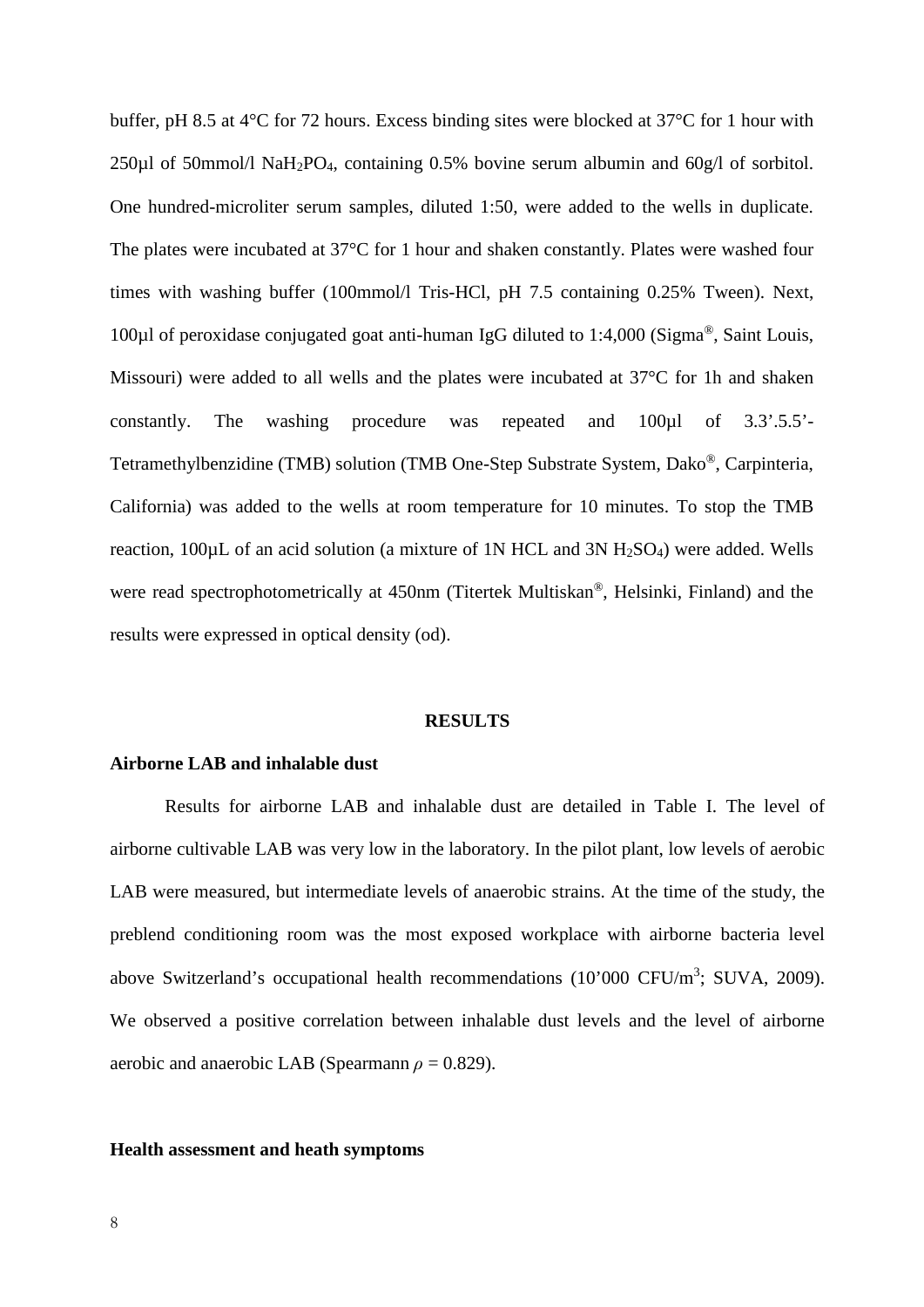buffer, pH 8.5 at 4°C for 72 hours. Excess binding sites were blocked at 37°C for 1 hour with 250µl of 50mmol/l $NaH_2PO_4$, containing 0.5% bovine serum albumin and 60g/l of sorbitol. One hundred-microliter serum samples, diluted 1:50, were added to the wells in duplicate. The plates were incubated at 37°C for 1 hour and shaken constantly. Plates were washed four times with washing buffer (100mmol/l Tris-HCl, pH 7.5 containing 0.25% Tween). Next, 100µl of peroxidase conjugated goat anti-human IgG diluted to 1:4,000 (Sigma®, Saint Louis, Missouri) were added to all wells and the plates were incubated at 37°C for 1h and shaken constantly. The washing procedure was repeated and 100µl of 3.3'.5.5'-Tetramethylbenzidine (TMB) solution (TMB One-Step Substrate System, Dako®, Carpinteria, California) was added to the wells at room temperature for 10 minutes. To stop the TMB reaction, 100µL of an acid solution (a mixture of 1N HCL and 3N $H_2SO_4$) were added. Wells were read spectrophotometrically at 450nm (Titertek Multiskan®, Helsinki, Finland) and the results were expressed in optical density (od).

## RESULTS

### Airborne LAB and inhalable dust

Results for airborne LAB and inhalable dust are detailed in Table I. The level of airborne cultivable LAB was very low in the laboratory. In the pilot plant, low levels of aerobic LAB were measured, but intermediate levels of anaerobic strains. At the time of the study, the preblend conditioning room was the most exposed workplace with airborne bacteria level above Switzerland's occupational health recommendations (10'000 CFU/m$^3$; SUVA, 2009). We observed a positive correlation between inhalable dust levels and the level of airborne aerobic and anaerobic LAB (Spearmann $\rho = 0.829$).

### Health assessment and heath symptoms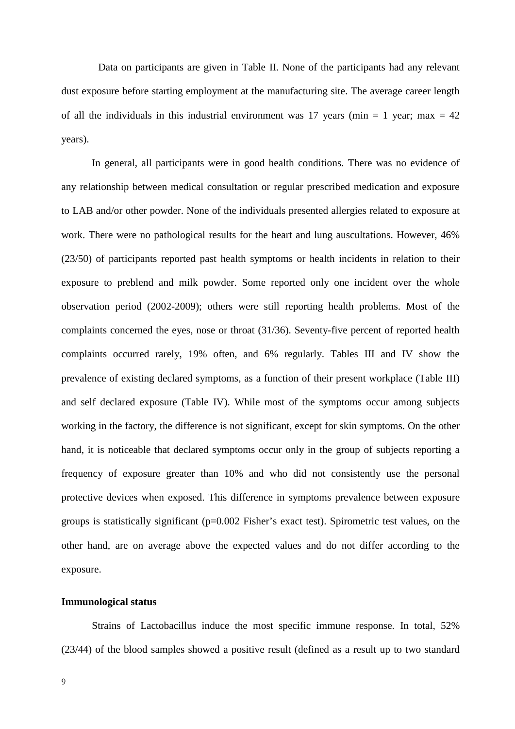Data on participants are given in Table II. None of the participants had any relevant dust exposure before starting employment at the manufacturing site. The average career length of all the individuals in this industrial environment was 17 years (min = 1 year; max = 42 years).

In general, all participants were in good health conditions. There was no evidence of any relationship between medical consultation or regular prescribed medication and exposure to LAB and/or other powder. None of the individuals presented allergies related to exposure at work. There were no pathological results for the heart and lung auscultations. However, 46% (23/50) of participants reported past health symptoms or health incidents in relation to their exposure to preblend and milk powder. Some reported only one incident over the whole observation period (2002-2009); others were still reporting health problems. Most of the complaints concerned the eyes, nose or throat (31/36). Seventy-five percent of reported health complaints occurred rarely, 19% often, and 6% regularly. Tables III and IV show the prevalence of existing declared symptoms, as a function of their present workplace (Table III) and self declared exposure (Table IV). While most of the symptoms occur among subjects working in the factory, the difference is not significant, except for skin symptoms. On the other hand, it is noticeable that declared symptoms occur only in the group of subjects reporting a frequency of exposure greater than 10% and who did not consistently use the personal protective devices when exposed. This difference in symptoms prevalence between exposure groups is statistically significant ($p=0.002$ Fisher's exact test). Spirometric test values, on the other hand, are on average above the expected values and do not differ according to the exposure.

**Immunological status**

Strains of Lactobacillus induce the most specific immune response. In total, 52% (23/44) of the blood samples showed a positive result (defined as a result up to two standard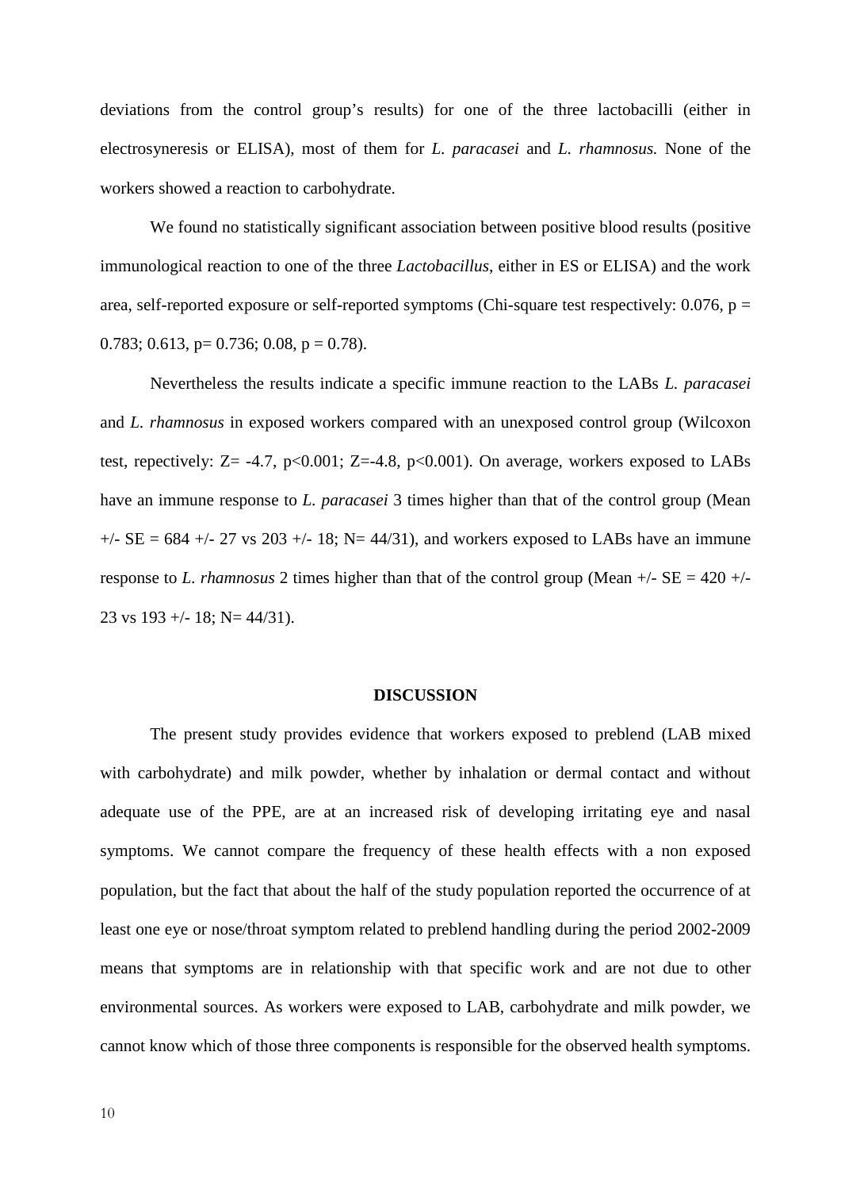deviations from the control group's results) for one of the three lactobacilli (either in electrosyneresis or ELISA), most of them for *L. paracasei* and *L. rhamnosus.* None of the workers showed a reaction to carbohydrate.

We found no statistically significant association between positive blood results (positive immunological reaction to one of the three *Lactobacillus*, either in ES or ELISA) and the work area, self-reported exposure or self-reported symptoms (Chi-square test respectively: 0.076, $p = 0.783$; 0.613, $p = 0.736$; 0.08, $p = 0.78$).

Nevertheless the results indicate a specific immune reaction to the LABs *L. paracasei* and *L. rhamnosus* in exposed workers compared with an unexposed control group (Wilcoxon test, repectively: $Z = -4.7$, $p < 0.001$; $Z = -4.8$, $p < 0.001$). On average, workers exposed to LABs have an immune response to *L. paracasei* 3 times higher than that of the control group (Mean +/- SE = 684 +/- 27 vs 203 +/- 18; N= 44/31), and workers exposed to LABs have an immune response to *L. rhamnosus* 2 times higher than that of the control group (Mean +/- SE = 420 +/- 23 vs 193 +/- 18; N= 44/31).

## DISCUSSION

The present study provides evidence that workers exposed to preblend (LAB mixed with carbohydrate) and milk powder, whether by inhalation or dermal contact and without adequate use of the PPE, are at an increased risk of developing irritating eye and nasal symptoms. We cannot compare the frequency of these health effects with a non exposed population, but the fact that about the half of the study population reported the occurrence of at least one eye or nose/throat symptom related to preblend handling during the period 2002-2009 means that symptoms are in relationship with that specific work and are not due to other environmental sources. As workers were exposed to LAB, carbohydrate and milk powder, we cannot know which of those three components is responsible for the observed health symptoms.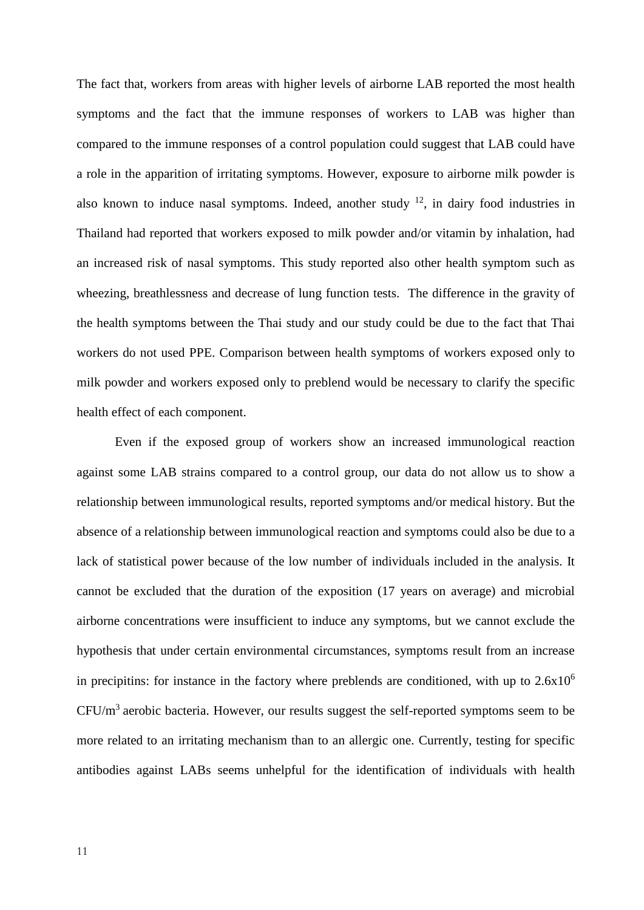The fact that, workers from areas with higher levels of airborne LAB reported the most health symptoms and the fact that the immune responses of workers to LAB was higher than compared to the immune responses of a control population could suggest that LAB could have a role in the apparition of irritating symptoms. However, exposure to airborne milk powder is also known to induce nasal symptoms. Indeed, another study [12], in dairy food industries in Thailand had reported that workers exposed to milk powder and/or vitamin by inhalation, had an increased risk of nasal symptoms. This study reported also other health symptom such as wheezing, breathlessness and decrease of lung function tests. The difference in the gravity of the health symptoms between the Thai study and our study could be due to the fact that Thai workers do not used PPE. Comparison between health symptoms of workers exposed only to milk powder and workers exposed only to preblend would be necessary to clarify the specific health effect of each component.

Even if the exposed group of workers show an increased immunological reaction against some LAB strains compared to a control group, our data do not allow us to show a relationship between immunological results, reported symptoms and/or medical history. But the absence of a relationship between immunological reaction and symptoms could also be due to a lack of statistical power because of the low number of individuals included in the analysis. It cannot be excluded that the duration of the exposition (17 years on average) and microbial airborne concentrations were insufficient to induce any symptoms, but we cannot exclude the hypothesis that under certain environmental circumstances, symptoms result from an increase in precipitins: for instance in the factory where preblends are conditioned, with up to $2.6 \times 10^6$ $CFU/m^3$ aerobic bacteria. However, our results suggest the self-reported symptoms seem to be more related to an irritating mechanism than to an allergic one. Currently, testing for specific antibodies against LABs seems unhelpful for the identification of individuals with health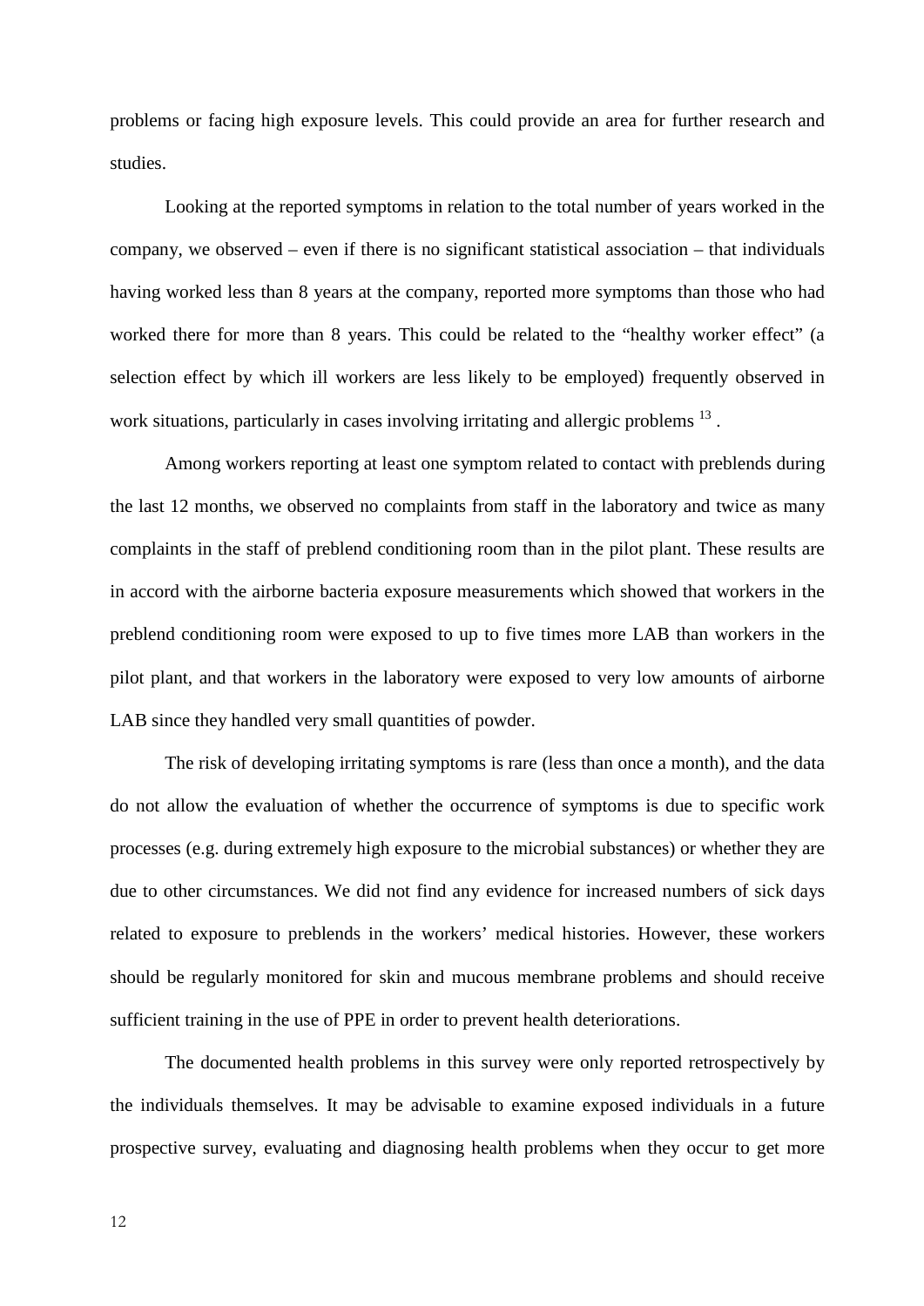problems or facing high exposure levels. This could provide an area for further research and studies.

Looking at the reported symptoms in relation to the total number of years worked in the company, we observed – even if there is no significant statistical association – that individuals having worked less than 8 years at the company, reported more symptoms than those who had worked there for more than 8 years. This could be related to the "healthy worker effect" (a selection effect by which ill workers are less likely to be employed) frequently observed in work situations, particularly in cases involving irritating and allergic problems [13] .

Among workers reporting at least one symptom related to contact with preblends during the last 12 months, we observed no complaints from staff in the laboratory and twice as many complaints in the staff of preblend conditioning room than in the pilot plant. These results are in accord with the airborne bacteria exposure measurements which showed that workers in the preblend conditioning room were exposed to up to five times more LAB than workers in the pilot plant, and that workers in the laboratory were exposed to very low amounts of airborne LAB since they handled very small quantities of powder.

The risk of developing irritating symptoms is rare (less than once a month), and the data do not allow the evaluation of whether the occurrence of symptoms is due to specific work processes (e.g. during extremely high exposure to the microbial substances) or whether they are due to other circumstances. We did not find any evidence for increased numbers of sick days related to exposure to preblends in the workers' medical histories. However, these workers should be regularly monitored for skin and mucous membrane problems and should receive sufficient training in the use of PPE in order to prevent health deteriorations.

The documented health problems in this survey were only reported retrospectively by the individuals themselves. It may be advisable to examine exposed individuals in a future prospective survey, evaluating and diagnosing health problems when they occur to get more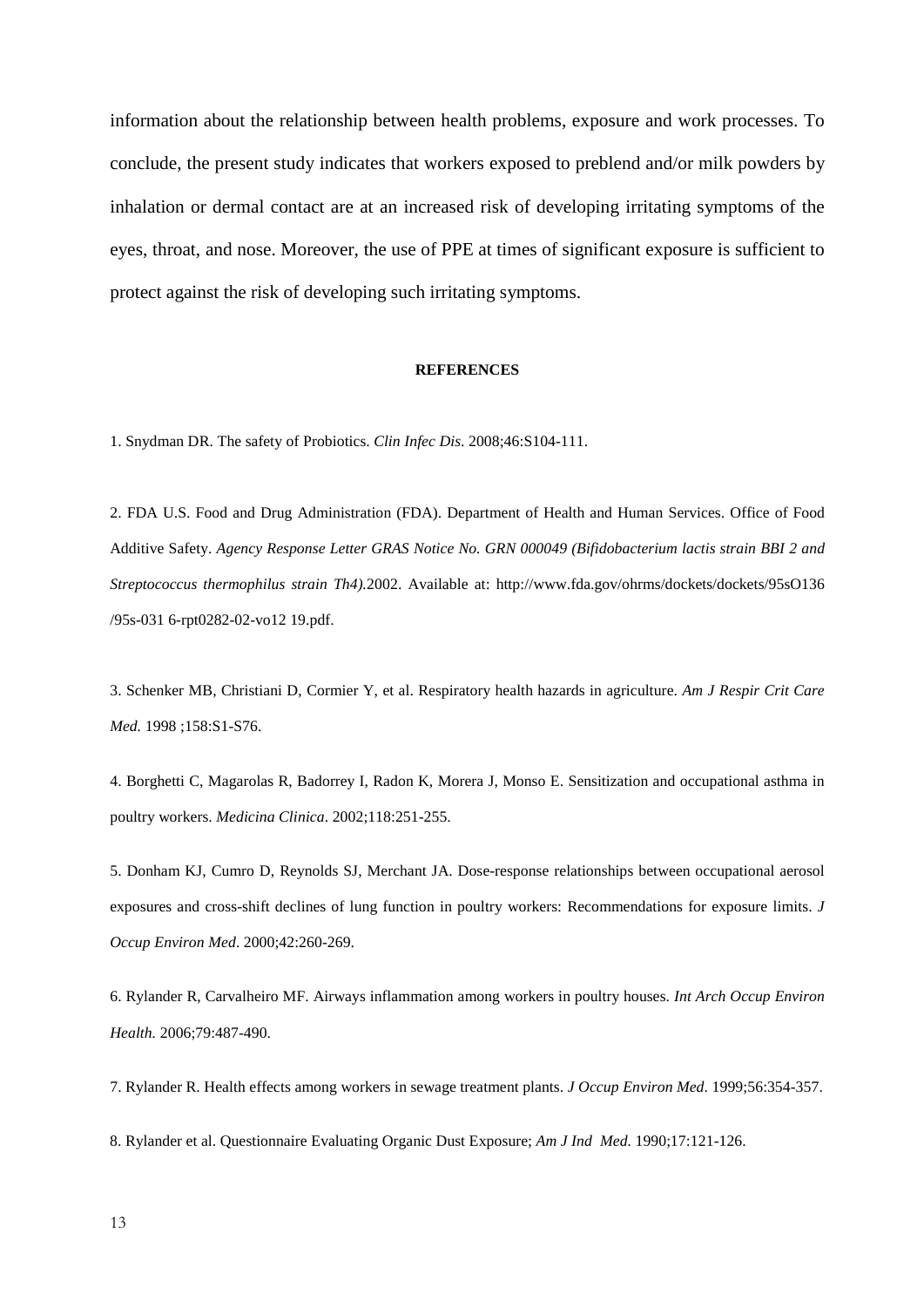information about the relationship between health problems, exposure and work processes. To conclude, the present study indicates that workers exposed to preblend and/or milk powders by inhalation or dermal contact are at an increased risk of developing irritating symptoms of the eyes, throat, and nose. Moreover, the use of PPE at times of significant exposure is sufficient to protect against the risk of developing such irritating symptoms.

**REFERENCES**

1. Snydman DR. The safety of Probiotics. *Clin Infec Dis*. 2008;46:S104-111.

2. FDA U.S. Food and Drug Administration (FDA). Department of Health and Human Services. Office of Food Additive Safety. *Agency Response Letter GRAS Notice No. GRN 000049 (Bifidobacterium lactis strain BBI 2 and Streptococcus thermophilus strain Th4).*2002. Available at: http://www.fda.gov/ohrms/dockets/dockets/95sO136 /95s-031 6-rpt0282-02-vo12 19.pdf.

3. Schenker MB, Christiani D, Cormier Y, et al. Respiratory health hazards in agriculture. *Am J Respir Crit Care Med.* 1998 ;158:S1-S76.

4. Borghetti C, Magarolas R, Badorrey I, Radon K, Morera J, Monso E. Sensitization and occupational asthma in poultry workers. *Medicina Clinica*. 2002;118:251-255.

5. Donham KJ, Cumro D, Reynolds SJ, Merchant JA. Dose-response relationships between occupational aerosol exposures and cross-shift declines of lung function in poultry workers: Recommendations for exposure limits. *J Occup Environ Med*. 2000;42:260-269.

6. Rylander R, Carvalheiro MF. Airways inflammation among workers in poultry houses. *Int Arch Occup Environ Health.* 2006;79:487-490.

7. Rylander R. Health effects among workers in sewage treatment plants. *J Occup Environ Med*. 1999;56:354-357.

8. Rylander et al. Questionnaire Evaluating Organic Dust Exposure; *Am J Ind Med.* 1990;17:121-126.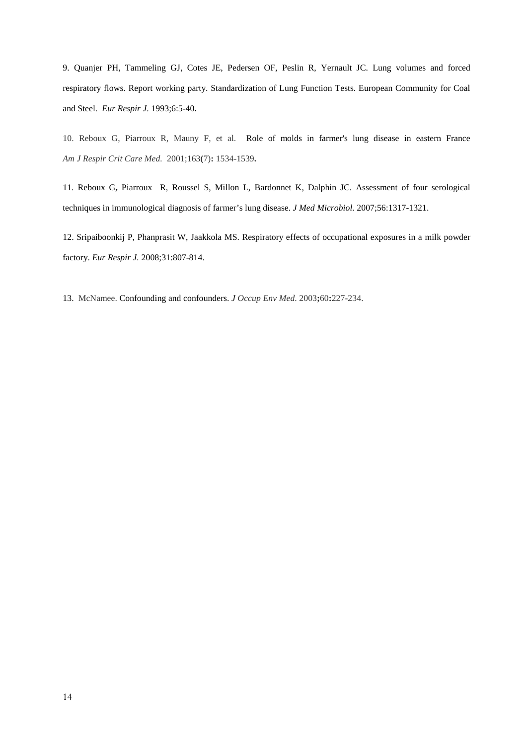9. Quanjer PH, Tammeling GJ, Cotes JE, Pedersen OF, Peslin R, Yernault JC. Lung volumes and forced respiratory flows. Report working party. Standardization of Lung Function Tests. European Community for Coal and Steel. *Eur Respir J*. 1993;6:5-40.

10. Reboux G, Piarroux R, Mauny F, et al. Role of molds in farmer's lung disease in eastern France *Am J Respir Crit Care Med.* 2001;163(7): 1534-1539.

11. Reboux G, Piarroux R, Roussel S, Millon L, Bardonnet K, Dalphin JC. Assessment of four serological techniques in immunological diagnosis of farmer's lung disease. *J Med Microbiol.* 2007;56:1317-1321.

12. Sripaiboonkij P, Phanprasit W, Jaakkola MS. Respiratory effects of occupational exposures in a milk powder factory. *Eur Respir J.* 2008;31:807-814.

13. McNamee. Confounding and confounders. *J Occup Env Med.* 2003;60:227-234.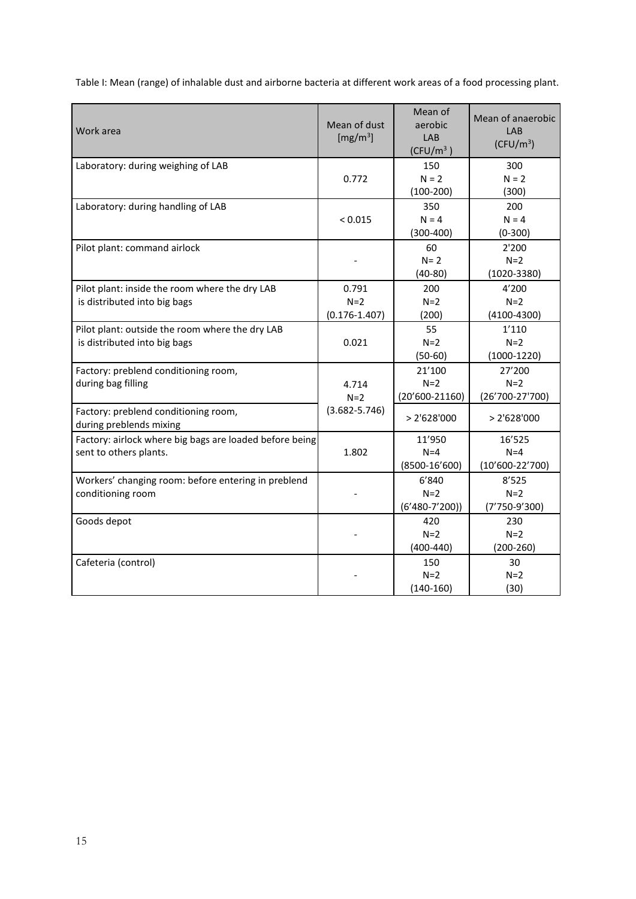Table I: Mean (range) of inhalable dust and airborne bacteria at different work areas of a food processing plant.

| Work area | Mean of dust [mg/m$^3$] | Mean of aerobic LAB (CFU/m$^3$ ) | Mean of anaerobic LAB (CFU/m$^3$) |
|---|---|---|---|
| Laboratory: during weighing of LAB | 0.772 | 150 N = 2 (100-200) | 300 N = 2 (300) |
| Laboratory: during handling of LAB | < 0.015 | 350 N = 4 (300-400) | 200 N = 4 (0-300) |
| Pilot plant: command airlock | - | 60 N= 2 (40-80) | 2'200 N=2 (1020-3380) |
| Pilot plant: inside the room where the dry LAB is distributed into big bags | 0.791 N=2 (0.176-1.407) | 200 N=2 (200) | 4'200 N=2 (4100-4300) |
| Pilot plant: outside the room where the dry LAB is distributed into big bags | 0.021 | 55 N=2 (50-60) | 1'110 N=2 (1000-1220) |
| Factory: preblend conditioning room, during bag filling | 4.714 N=2 (3.682-5.746) | 21'100 N=2 (20'600-21160) | 27'200 N=2 (26'700-27'700) |
| Factory: preblend conditioning room, during preblends mixing | | > 2'628'000 | > 2'628'000 |
| Factory: airlock where big bags are loaded before being sent to others plants. | 1.802 | 11'950 N=4 (8500-16'600) | 16'525 N=4 (10'600-22'700) |
| Workers' changing room: before entering in preblend conditioning room | - | 6'840 N=2 (6'480-7'200)) | 8'525 N=2 (7'750-9'300) |
| Goods depot | - | 420 N=2 (400-440) | 230 N=2 (200-260) |
| Cafeteria (control) | - | 150 N=2 (140-160) | 30 N=2 (30) |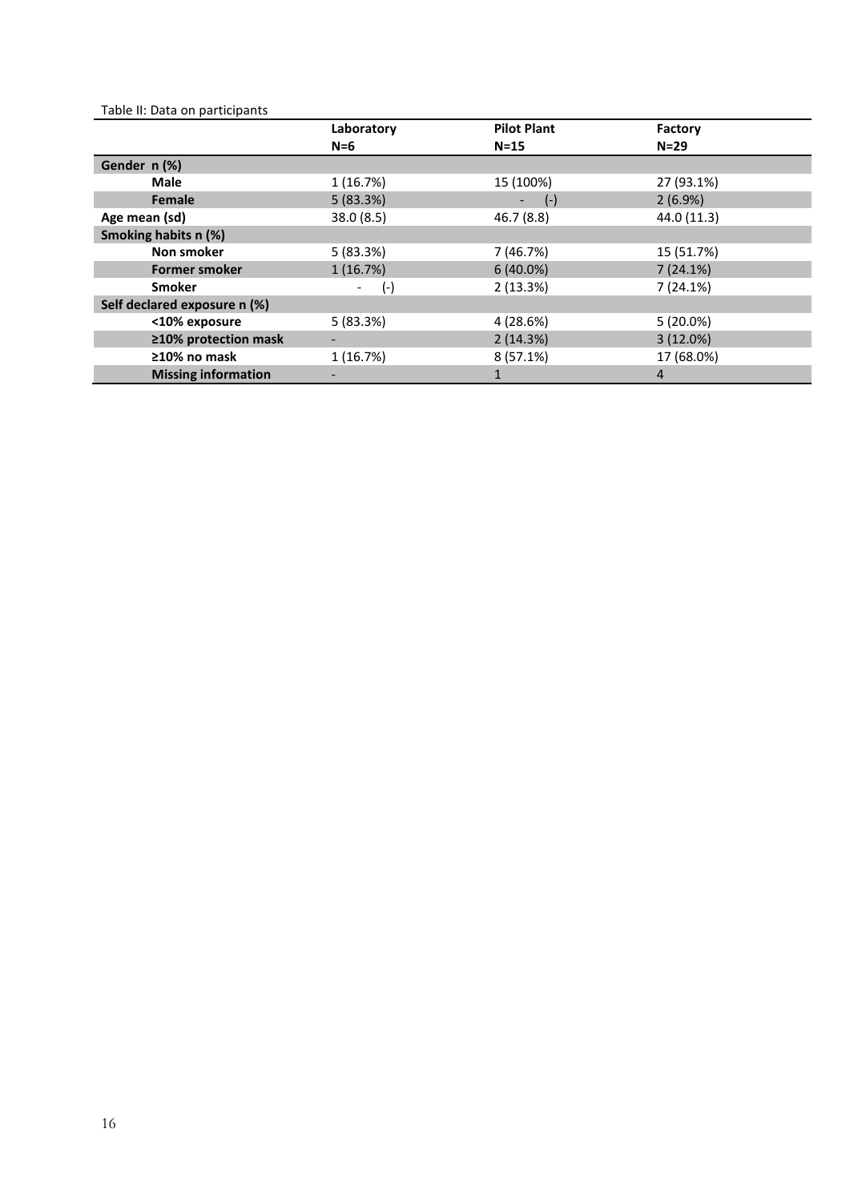Table II: Data on participants

| | Laboratory N=6 | Pilot Plant N=15 | Factory N=29 |
|---|---|---|---|
| **Gender n (%)** | | | |
| **Male** | 1 (16.7%) | 15 (100%) | 27 (93.1%) |
| **Female** | 5 (83.3%) | - (-) | 2 (6.9%) |
| **Age mean (sd)** | 38.0 (8.5) | 46.7 (8.8) | 44.0 (11.3) |
| **Smoking habits n (%)** | | | |
| **Non smoker** | 5 (83.3%) | 7 (46.7%) | 15 (51.7%) |
| **Former smoker** | 1 (16.7%) | 6 (40.0%) | 7 (24.1%) |
| **Smoker** | - (-) | 2 (13.3%) | 7 (24.1%) |
| **Self declared exposure n (%)** | | | |
| **<10% exposure** | 5 (83.3%) | 4 (28.6%) | 5 (20.0%) |
| **≥10% protection mask** | - | 2 (14.3%) | 3 (12.0%) |
| **≥10% no mask** | 1 (16.7%) | 8 (57.1%) | 17 (68.0%) |
| **Missing information** | - | 1 | 4 |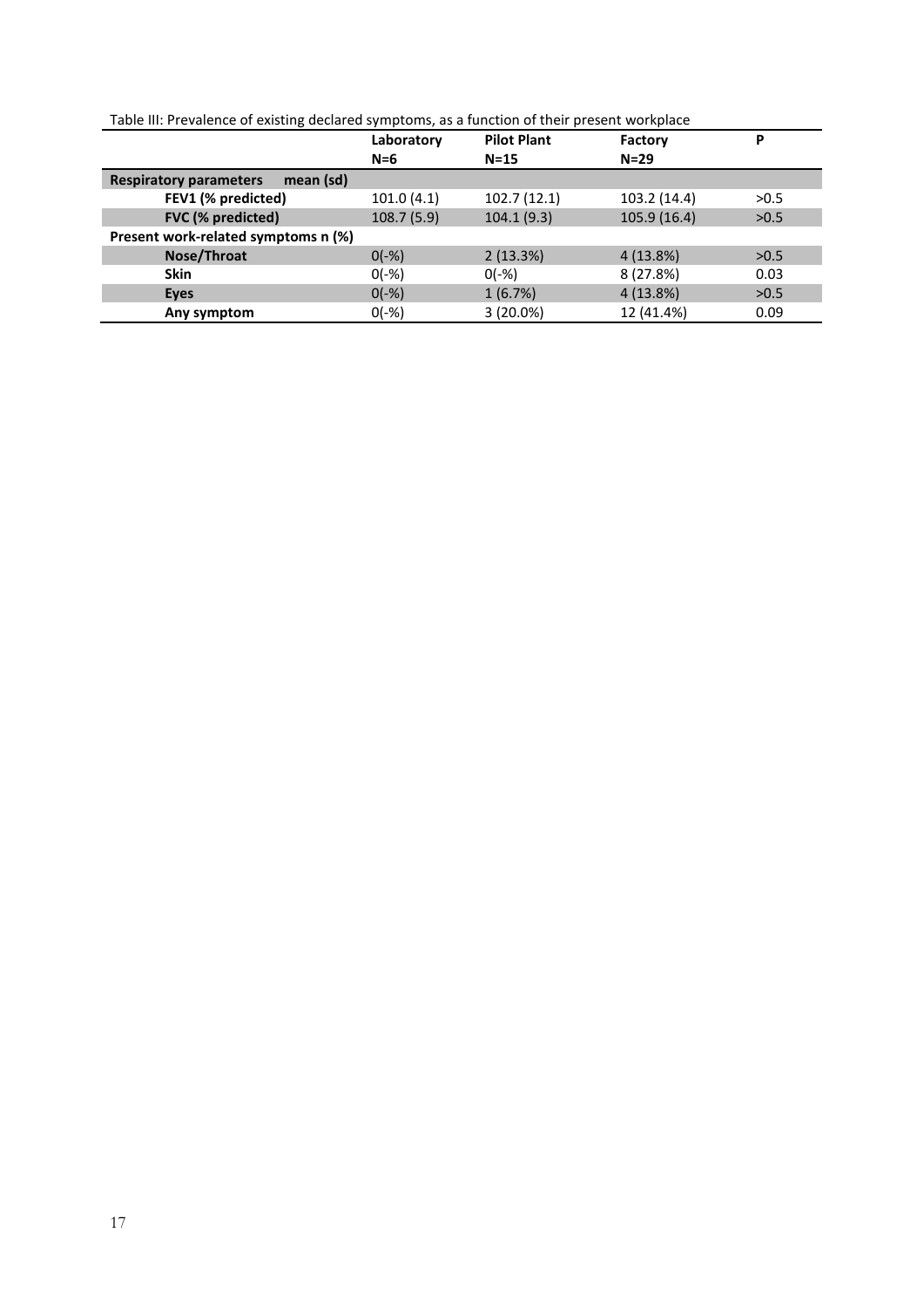Table III: Prevalence of existing declared symptoms, as a function of their present workplace

| | Laboratory<br>N=6 | Pilot Plant<br>N=15 | Factory<br>N=29 | P |
|---|---|---|---|---|
| **Respiratory parameters mean (sd)** | | | | |
| **FEV1 (% predicted)** | 101.0 (4.1) | 102.7 (12.1) | 103.2 (14.4) | >0.5 |
| **FVC (% predicted)** | 108.7 (5.9) | 104.1 (9.3) | 105.9 (16.4) | >0.5 |
| **Present work-related symptoms n (%)** | | | | |
| **Nose/Throat** | 0(-%) | 2 (13.3%) | 4 (13.8%) | >0.5 |
| **Skin** | 0(-%) | 0(-%) | 8 (27.8%) | 0.03 |
| **Eyes** | 0(-%) | 1 (6.7%) | 4 (13.8%) | >0.5 |
| **Any symptom** | 0(-%) | 3 (20.0%) | 12 (41.4%) | 0.09 |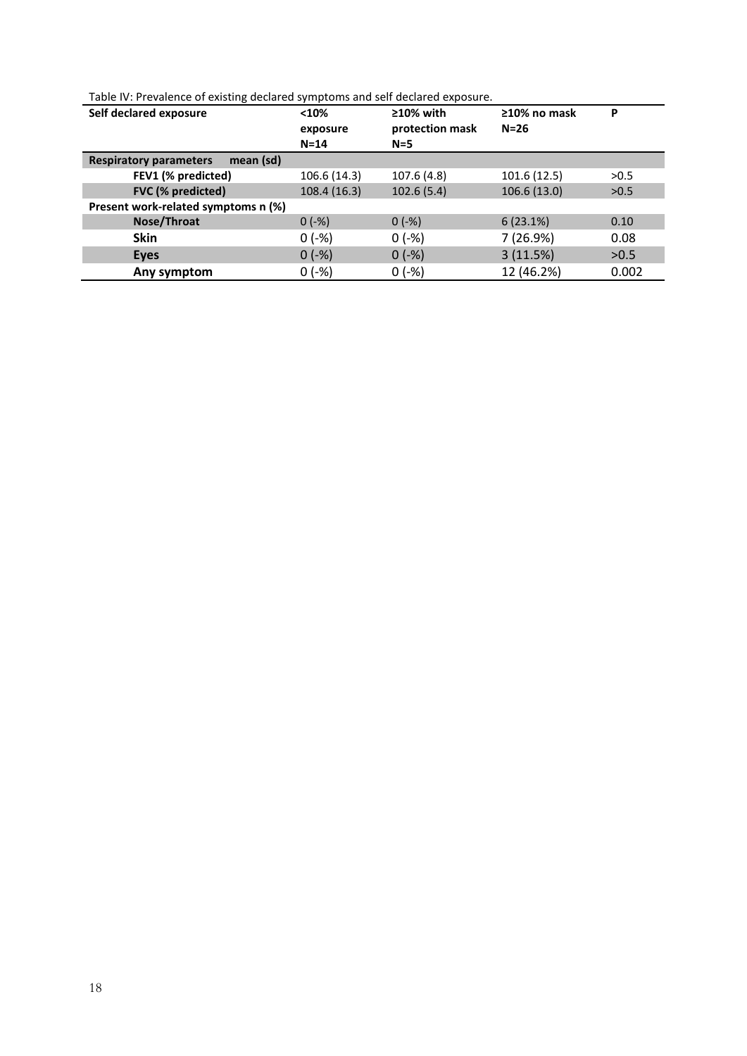Table IV: Prevalence of existing declared symptoms and self declared exposure.

| **Self declared exposure** | **<10% exposure N=14** | **≥10% with protection mask N=5** | **≥10% no mask N=26** | **P** |
|---|---|---|---|---|
| **Respiratory parameters mean (sd)** | | | | |
| **FEV1 (% predicted)** | 106.6 (14.3) | 107.6 (4.8) | 101.6 (12.5) | >0.5 |
| **FVC (% predicted)** | 108.4 (16.3) | 102.6 (5.4) | 106.6 (13.0) | >0.5 |
| **Present work-related symptoms n (%)** | | | | |
| **Nose/Throat** | 0 (-%) | 0 (-%) | 6 (23.1%) | 0.10 |
| **Skin** | 0 (-%) | 0 (-%) | 7 (26.9%) | 0.08 |
| **Eyes** | 0 (-%) | 0 (-%) | 3 (11.5%) | >0.5 |
| **Any symptom** | 0 (-%) | 0 (-%) | 12 (46.2%) | 0.002 |